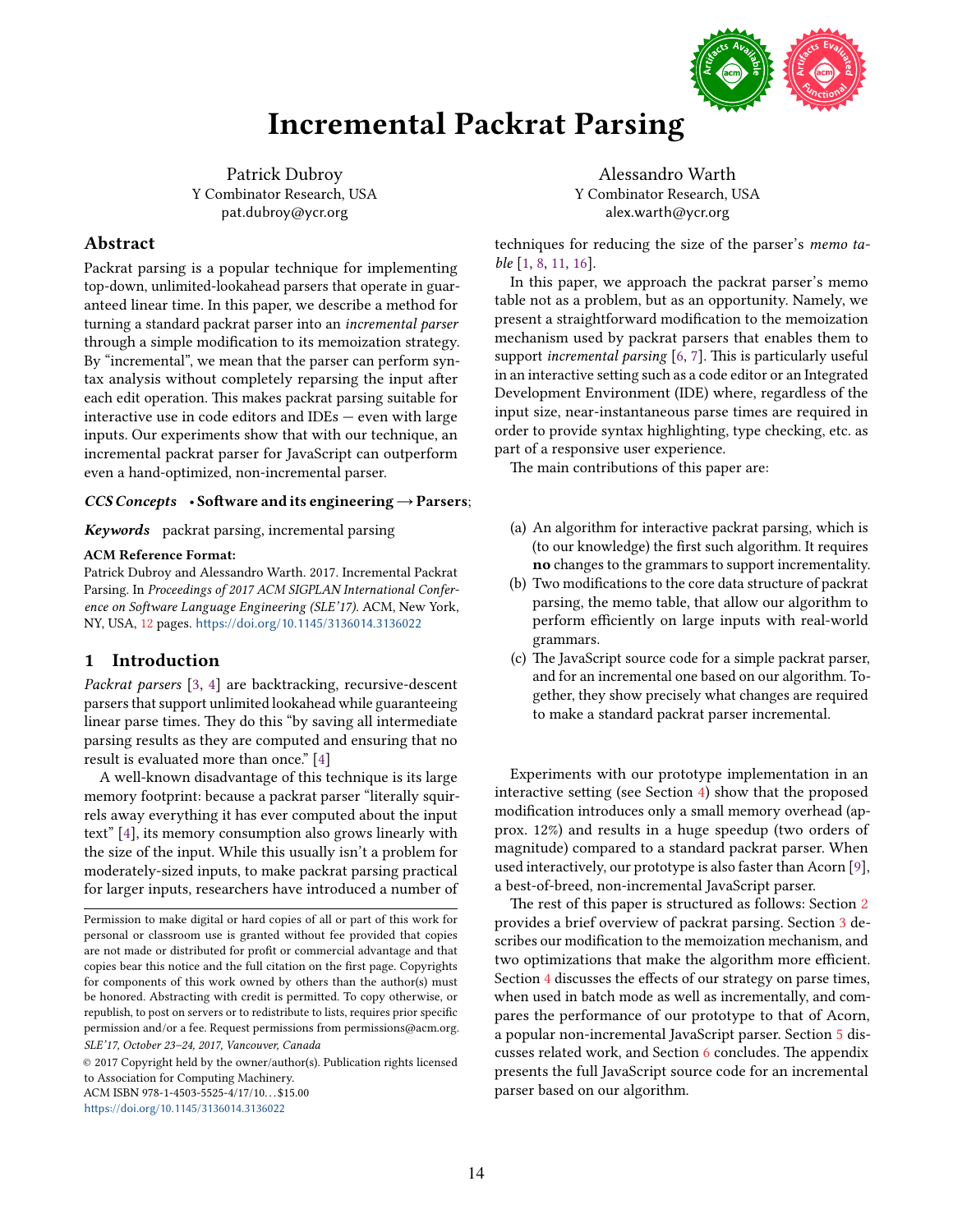# Incremental Packrat Parsing

Patrick Dubroy
Y Combinator Research, USA
pat.dubroy@ycr.org

Alessandro Warth
Y Combinator Research, USA
alex.warth@ycr.org

## Abstract

Packrat parsing is a popular technique for implementing top-down, unlimited-lookahead parsers that operate in guaranteed linear time. In this paper, we describe a method for turning a standard packrat parser into an *incremental parser* through a simple modification to its memoization strategy. By "incremental", we mean that the parser can perform syntax analysis without completely reparsing the input after each edit operation. This makes packrat parsing suitable for interactive use in code editors and IDEs — even with large inputs. Our experiments show that with our technique, an incremental packrat parser for JavaScript can outperform even a hand-optimized, non-incremental parser.

***CCS Concepts*** • **Software and its engineering → Parsers**;

***Keywords*** packrat parsing, incremental parsing

**ACM Reference Format:**
Patrick Dubroy and Alessandro Warth. 2017. Incremental Packrat Parsing. In *Proceedings of 2017 ACM SIGPLAN International Conference on Software Language Engineering (SLE'17).* ACM, New York, NY, USA, 12 pages. https://doi.org/10.1145/3136014.3136022

## 1 Introduction

*Packrat parsers* [3, 4] are backtracking, recursive-descent parsers that support unlimited lookahead while guaranteeing linear parse times. They do this "by saving all intermediate parsing results as they are computed and ensuring that no result is evaluated more than once." [4]

A well-known disadvantage of this technique is its large memory footprint: because a packrat parser "literally squirrels away everything it has ever computed about the input text" [4], its memory consumption also grows linearly with the size of the input. While this usually isn't a problem for moderately-sized inputs, to make packrat parsing practical for larger inputs, researchers have introduced a number of techniques for reducing the size of the parser's *memo table* [1, 8, 11, 16].

In this paper, we approach the packrat parser's memo table not as a problem, but as an opportunity. Namely, we present a straightforward modification to the memoization mechanism used by packrat parsers that enables them to support *incremental parsing* [6, 7]. This is particularly useful in an interactive setting such as a code editor or an Integrated Development Environment (IDE) where, regardless of the input size, near-instantaneous parse times are required in order to provide syntax highlighting, type checking, etc. as part of a responsive user experience.

The main contributions of this paper are:

(a) An algorithm for interactive packrat parsing, which is (to our knowledge) the first such algorithm. It requires **no** changes to the grammars to support incrementality.
(b) Two modifications to the core data structure of packrat parsing, the memo table, that allow our algorithm to perform efficiently on large inputs with real-world grammars.
(c) The JavaScript source code for a simple packrat parser, and for an incremental one based on our algorithm. Together, they show precisely what changes are required to make a standard packrat parser incremental.

Experiments with our prototype implementation in an interactive setting (see Section 4) show that the proposed modification introduces only a small memory overhead (approx. 12%) and results in a huge speedup (two orders of magnitude) compared to a standard packrat parser. When used interactively, our prototype is also faster than Acorn [9], a best-of-breed, non-incremental JavaScript parser.

The rest of this paper is structured as follows: Section 2 provides a brief overview of packrat parsing. Section 3 describes our modification to the memoization mechanism, and two optimizations that make the algorithm more efficient. Section 4 discusses the effects of our strategy on parse times, when used in batch mode as well as incrementally, and compares the performance of our prototype to that of Acorn, a popular non-incremental JavaScript parser. Section 5 discusses related work, and Section 6 concludes. The appendix presents the full JavaScript source code for an incremental parser based on our algorithm.

Permission to make digital or hard copies of all or part of this work for personal or classroom use is granted without fee provided that copies are not made or distributed for profit or commercial advantage and that copies bear this notice and the full citation on the first page. Copyrights for components of this work owned by others than the author(s) must be honored. Abstracting with credit is permitted. To copy otherwise, or republish, to post on servers or to redistribute to lists, requires prior specific permission and/or a fee. Request permissions from permissions@acm.org.
*SLE'17, October 23–24, 2017, Vancouver, Canada*
© 2017 Copyright held by the owner/author(s). Publication rights licensed to Association for Computing Machinery.
ACM ISBN 978-1-4503-5525-4/17/10...$15.00
https://doi.org/10.1145/3136014.3136022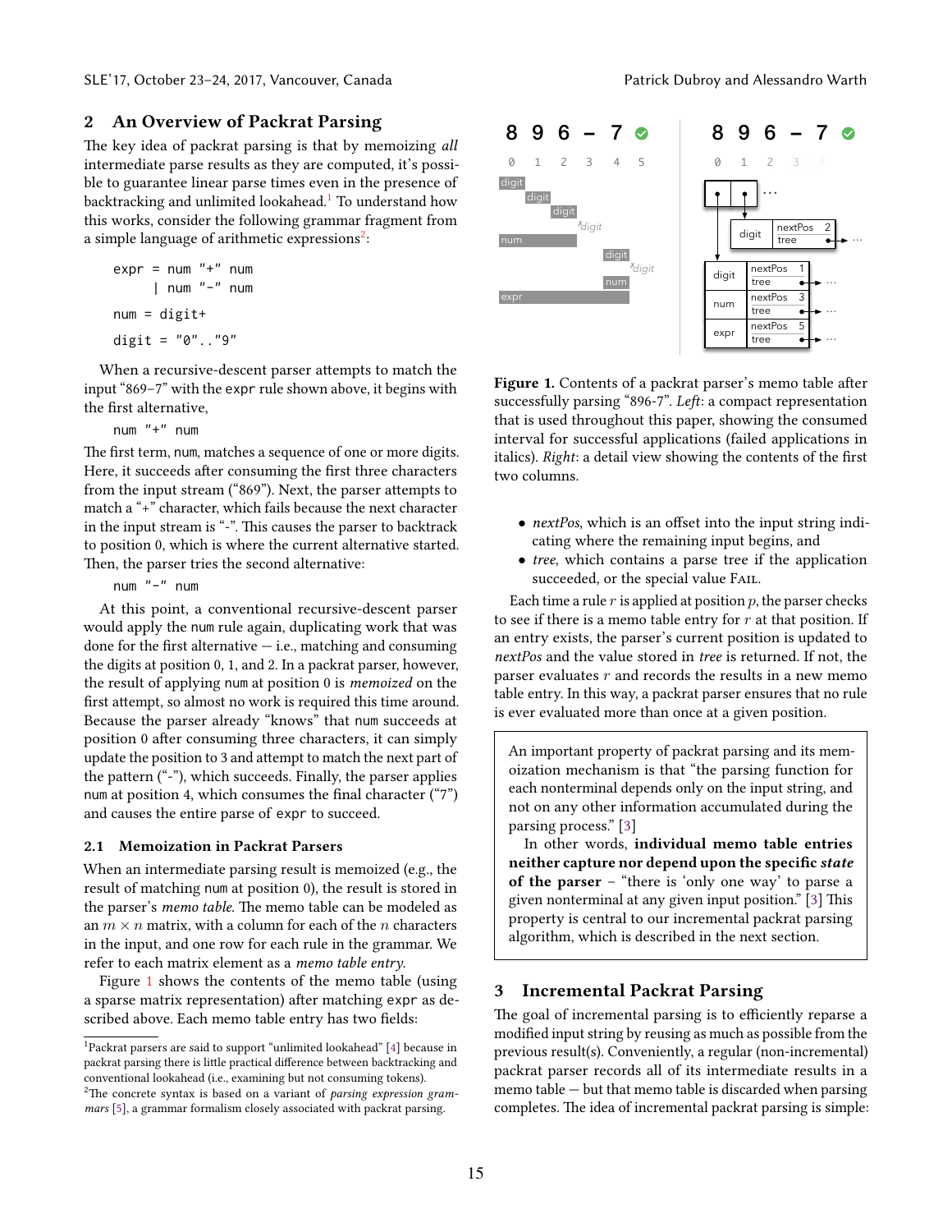## 2 An Overview of Packrat Parsing

The key idea of packrat parsing is that by memoizing *all* intermediate parse results as they are computed, it's possible to guarantee linear parse times even in the presence of backtracking and unlimited lookahead.[1] To understand how this works, consider the following grammar fragment from a simple language of arithmetic expressions[2]:

```
expr = num "+" num
     | num "-" num

num = digit+

digit = "0".."9"
```

When a recursive-descent parser attempts to match the input "869−7" with the `expr` rule shown above, it begins with the first alternative,

```
num "+" num
```

The first term, num, matches a sequence of one or more digits. Here, it succeeds after consuming the first three characters from the input stream ("869"). Next, the parser attempts to match a "+" character, which fails because the next character in the input stream is "-". This causes the parser to backtrack to position 0, which is where the current alternative started. Then, the parser tries the second alternative:

```
num "-" num
```

At this point, a conventional recursive-descent parser would apply the num rule again, duplicating work that was done for the first alternative — i.e., matching and consuming the digits at position 0, 1, and 2. In a packrat parser, however, the result of applying num at position 0 is *memoized* on the first attempt, so almost no work is required this time around. Because the parser already "knows" that num succeeds at position 0 after consuming three characters, it can simply update the position to 3 and attempt to match the next part of the pattern ("-"), which succeeds. Finally, the parser applies num at position 4, which consumes the final character ("7") and causes the entire parse of `expr` to succeed.

### 2.1 Memoization in Packrat Parsers

When an intermediate parsing result is memoized (e.g., the result of matching num at position 0), the result is stored in the parser's *memo table*. The memo table can be modeled as an $m \times n$ matrix, with a column for each of the $n$ characters in the input, and one row for each rule in the grammar. We refer to each matrix element as a *memo table entry*.

Figure 1 shows the contents of the memo table (using a sparse matrix representation) after matching `expr` as described above. Each memo table entry has two fields:

**Figure 1.** Contents of a packrat parser's memo table after successfully parsing "896-7". *Left*: a compact representation that is used throughout this paper, showing the consumed interval for successful applications (failed applications in italics). *Right*: a detail view showing the contents of the first two columns.

- *nextPos*, which is an offset into the input string indicating where the remaining input begins, and
- *tree*, which contains a parse tree if the application succeeded, or the special value FAIL.

Each time a rule $r$ is applied at position $p$, the parser checks to see if there is a memo table entry for $r$ at that position. If an entry exists, the parser's current position is updated to *nextPos* and the value stored in *tree* is returned. If not, the parser evaluates $r$ and records the results in a new memo table entry. In this way, a packrat parser ensures that no rule is ever evaluated more than once at a given position.

> An important property of packrat parsing and its memoization mechanism is that "the parsing function for each nonterminal depends only on the input string, and not on any other information accumulated during the parsing process." [3]
>
> In other words, **individual memo table entries neither capture nor depend upon the specific *state* of the parser** – "there is 'only one way' to parse a given nonterminal at any given input position." [3] This property is central to our incremental packrat parsing algorithm, which is described in the next section.

## 3 Incremental Packrat Parsing

The goal of incremental parsing is to efficiently reparse a modified input string by reusing as much as possible from the previous result(s). Conveniently, a regular (non-incremental) packrat parser records all of its intermediate results in a memo table — but that memo table is discarded when parsing completes. The idea of incremental packrat parsing is simple:

---

[1] Packrat parsers are said to support "unlimited lookahead" [4] because in packrat parsing there is little practical difference between backtracking and conventional lookahead (i.e., examining but not consuming tokens).

[2] The concrete syntax is based on a variant of *parsing expression grammars* [5], a grammar formalism closely associated with packrat parsing.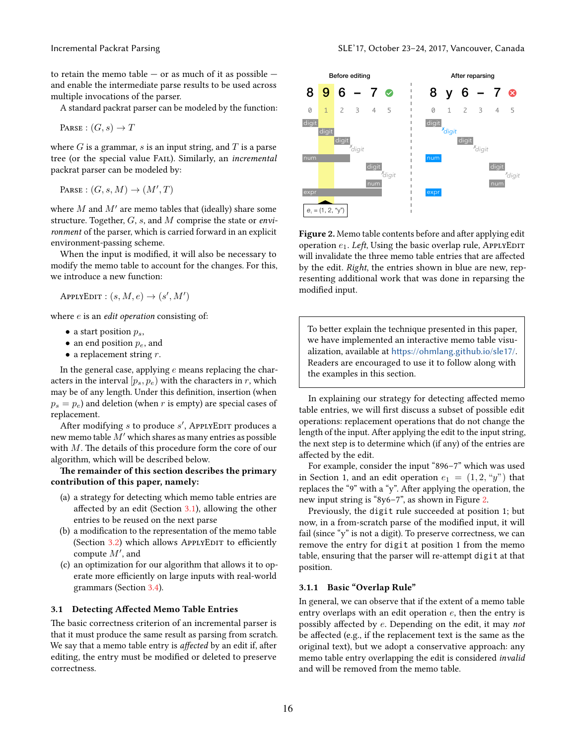to retain the memo table — or as much of it as possible — and enable the intermediate parse results to be used across multiple invocations of the parser.

A standard packrat parser can be modeled by the function:

$$\text{Parse} : (G, s) \rightarrow T$$

where $G$ is a grammar, $s$ is an input string, and $T$ is a parse tree (or the special value Fail). Similarly, an *incremental* packrat parser can be modeled by:

$$\text{Parse} : (G, s, M) \rightarrow (M', T)$$

where $M$ and $M'$ are memo tables that (ideally) share some structure. Together, $G$, $s$, and $M$ comprise the state or *environment* of the parser, which is carried forward in an explicit environment-passing scheme.

When the input is modified, it will also be necessary to modify the memo table to account for the changes. For this, we introduce a new function:

$$\text{ApplyEdit} : (s, M, e) \rightarrow (s', M')$$

where $e$ is an *edit operation* consisting of:

- a start position $p_s$,
- an end position $p_e$, and
- a replacement string $r$.

In the general case, applying $e$ means replacing the characters in the interval $[p_s, p_e)$ with the characters in $r$, which may be of any length. Under this definition, insertion (when $p_s = p_e$) and deletion (when $r$ is empty) are special cases of replacement.

After modifying $s$ to produce $s'$, ApplyEdit produces a new memo table $M'$ which shares as many entries as possible with $M$. The details of this procedure form the core of our algorithm, which will be described below.

**The remainder of this section describes the primary contribution of this paper, namely:**

(a) a strategy for detecting which memo table entries are affected by an edit (Section 3.1), allowing the other entries to be reused on the next parse
(b) a modification to the representation of the memo table (Section 3.2) which allows ApplyEdit to efficiently compute $M'$, and
(c) an optimization for our algorithm that allows it to operate more efficiently on large inputs with real-world grammars (Section 3.4).

### 3.1 Detecting Affected Memo Table Entries

The basic correctness criterion of an incremental parser is that it must produce the same result as parsing from scratch. We say that a memo table entry is *affected* by an edit if, after editing, the entry must be modified or deleted to preserve correctness.

**Figure 2.** Memo table contents before and after applying edit operation $e_1$. *Left*, Using the basic overlap rule, ApplyEdit will invalidate the three memo table entries that are affected by the edit. *Right*, the entries shown in blue are new, representing additional work that was done in reparsing the modified input.

> To better explain the technique presented in this paper, we have implemented an interactive memo table visualization, available at https://ohmlang.github.io/sle17/. Readers are encouraged to use it to follow along with the examples in this section.

In explaining our strategy for detecting affected memo table entries, we will first discuss a subset of possible edit operations: replacement operations that do not change the length of the input. After applying the edit to the input string, the next step is to determine which (if any) of the entries are affected by the edit.

For example, consider the input “896–7” which was used in Section 1, and an edit operation $e_1 = (1, 2, \text{“}y\text{”})$ that replaces the “9” with a “y”. After applying the operation, the new input string is “8y6–7”, as shown in Figure 2.

Previously, the `digit` rule succeeded at position 1; but now, in a from-scratch parse of the modified input, it will fail (since “y” is not a digit). To preserve correctness, we can remove the entry for `digit` at position 1 from the memo table, ensuring that the parser will re-attempt `digit` at that position.

#### 3.1.1 Basic “Overlap Rule”

In general, we can observe that if the extent of a memo table entry overlaps with an edit operation $e$, then the entry is possibly affected by $e$. Depending on the edit, it may *not* be affected (e.g., if the replacement text is the same as the original text), but we adopt a conservative approach: any memo table entry overlapping the edit is considered *invalid* and will be removed from the memo table.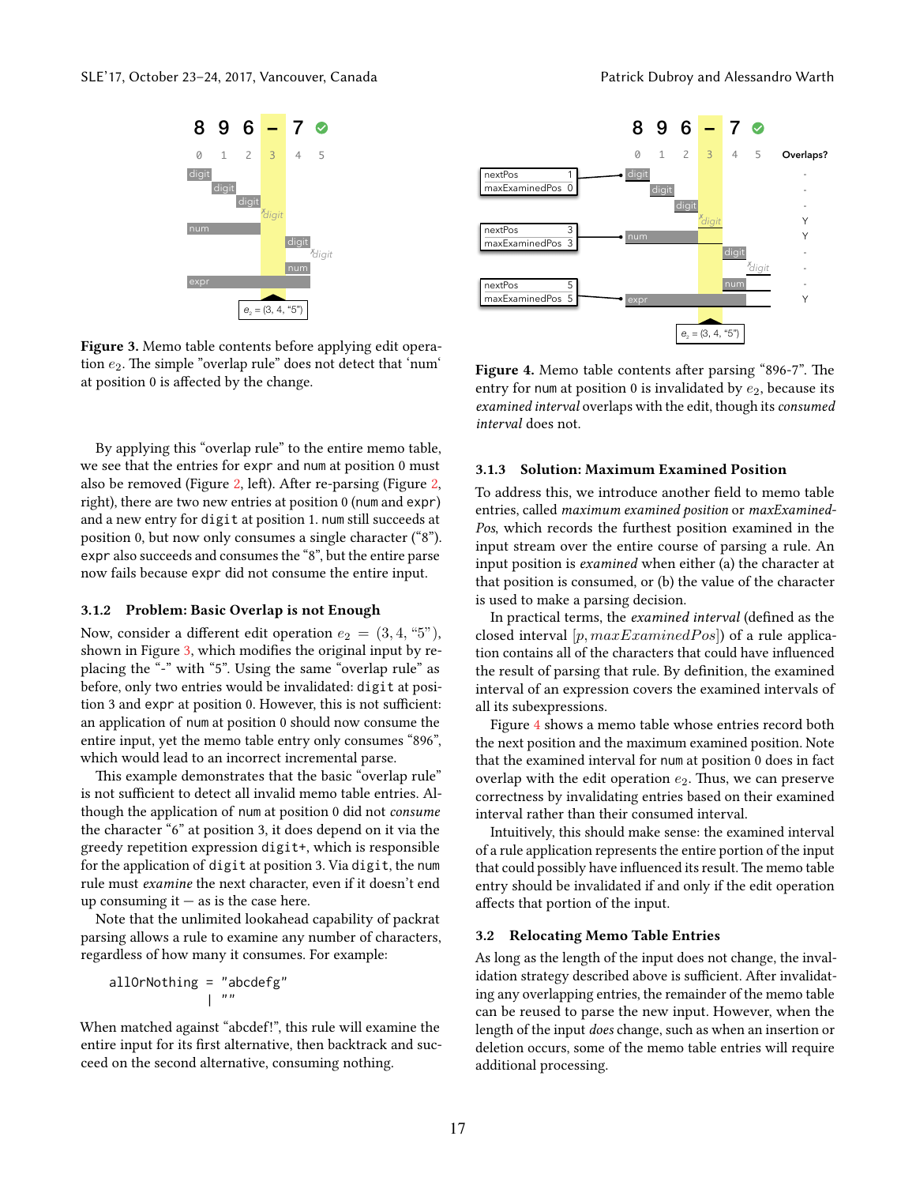**Figure 3.** Memo table contents before applying edit operation $e_2$. The simple "overlap rule" does not detect that 'num' at position 0 is affected by the change.

By applying this "overlap rule" to the entire memo table, we see that the entries for `expr` and `num` at position 0 must also be removed (Figure 2, left). After re-parsing (Figure 2, right), there are two new entries at position 0 (`num` and `expr`) and a new entry for `digit` at position 1. `num` still succeeds at position 0, but now only consumes a single character ("8"). `expr` also succeeds and consumes the "8", but the entire parse now fails because `expr` did not consume the entire input.

### 3.1.2 Problem: Basic Overlap is not Enough

Now, consider a different edit operation $e_2 = (3, 4, \text{"5"})$, shown in Figure 3, which modifies the original input by replacing the "-" with "5". Using the same "overlap rule" as before, only two entries would be invalidated: `digit` at position 3 and `expr` at position 0. However, this is not sufficient: an application of `num` at position 0 should now consume the entire input, yet the memo table entry only consumes "896", which would lead to an incorrect incremental parse.

This example demonstrates that the basic "overlap rule" is not sufficient to detect all invalid memo table entries. Although the application of `num` at position 0 did not *consume* the character "6" at position 3, it does depend on it via the greedy repetition expression `digit+`, which is responsible for the application of `digit` at position 3. Via `digit`, the `num` rule must *examine* the next character, even if it doesn't end up consuming it — as is the case here.

Note that the unlimited lookahead capability of packrat parsing allows a rule to examine any number of characters, regardless of how many it consumes. For example:

```
allOrNothing = "abcdefg"
             | ""
```

When matched against "abcdef!", this rule will examine the entire input for its first alternative, then backtrack and succeed on the second alternative, consuming nothing.

**Figure 4.** Memo table contents after parsing "896-7". The entry for `num` at position 0 is invalidated by $e_2$, because its *examined interval* overlaps with the edit, though its *consumed interval* does not.

### 3.1.3 Solution: Maximum Examined Position

To address this, we introduce another field to memo table entries, called *maximum examined position* or *maxExaminedPos*, which records the furthest position examined in the input stream over the entire course of parsing a rule. An input position is *examined* when either (a) the character at that position is consumed, or (b) the value of the character is used to make a parsing decision.

In practical terms, the *examined interval* (defined as the closed interval $[p, maxExaminedPos]$) of a rule application contains all of the characters that could have influenced the result of parsing that rule. By definition, the examined interval of an expression covers the examined intervals of all its subexpressions.

Figure 4 shows a memo table whose entries record both the next position and the maximum examined position. Note that the examined interval for `num` at position 0 does in fact overlap with the edit operation $e_2$. Thus, we can preserve correctness by invalidating entries based on their examined interval rather than their consumed interval.

Intuitively, this should make sense: the examined interval of a rule application represents the entire portion of the input that could possibly have influenced its result. The memo table entry should be invalidated if and only if the edit operation affects that portion of the input.

## 3.2 Relocating Memo Table Entries

As long as the length of the input does not change, the invalidation strategy described above is sufficient. After invalidating any overlapping entries, the remainder of the memo table can be reused to parse the new input. However, when the length of the input *does* change, such as when an insertion or deletion occurs, some of the memo table entries will require additional processing.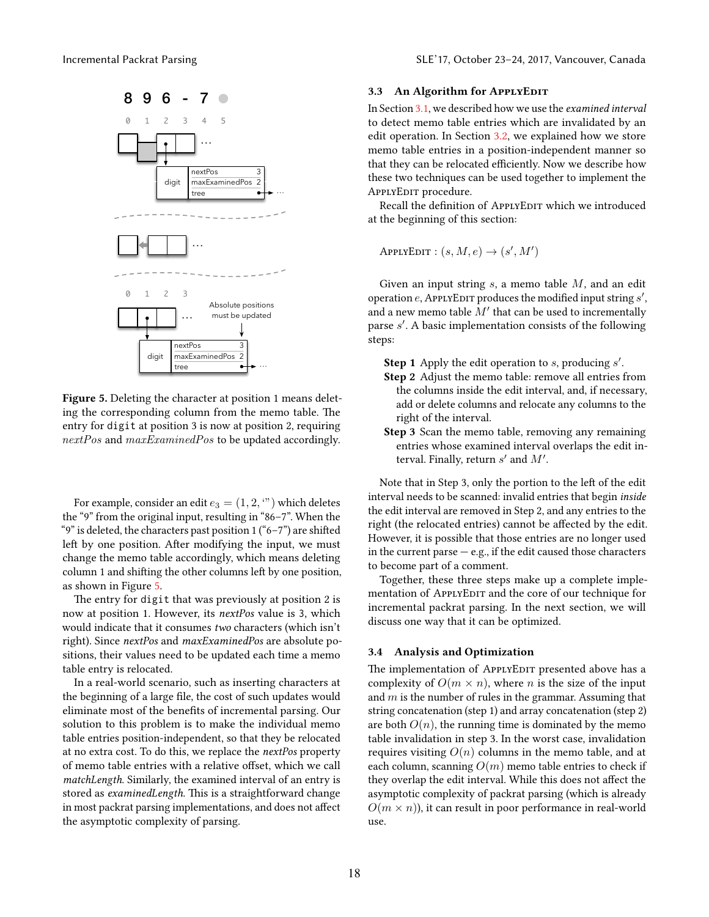**Figure 5.** Deleting the character at position 1 means deleting the corresponding column from the memo table. The entry for `digit` at position 3 is now at position 2, requiring $nextPos$ and $maxExaminedPos$ to be updated accordingly.

For example, consider an edit $e_3 = (1, 2, \text{``''})$ which deletes the "9" from the original input, resulting in "86–7". When the "9" is deleted, the characters past position 1 ("6–7") are shifted left by one position. After modifying the input, we must change the memo table accordingly, which means deleting column 1 and shifting the other columns left by one position, as shown in Figure 5.

The entry for `digit` that was previously at position 2 is now at position 1. However, its *nextPos* value is 3, which would indicate that it consumes *two* characters (which isn't right). Since *nextPos* and *maxExaminedPos* are absolute positions, their values need to be updated each time a memo table entry is relocated.

In a real-world scenario, such as inserting characters at the beginning of a large file, the cost of such updates would eliminate most of the benefits of incremental parsing. Our solution to this problem is to make the individual memo table entries position-independent, so that they be relocated at no extra cost. To do this, we replace the *nextPos* property of memo table entries with a relative offset, which we call *matchLength*. Similarly, the examined interval of an entry is stored as *examinedLength*. This is a straightforward change in most packrat parsing implementations, and does not affect the asymptotic complexity of parsing.

### 3.3 An Algorithm for ApplyEdit

In Section 3.1, we described how we use the *examined interval* to detect memo table entries which are invalidated by an edit operation. In Section 3.2, we explained how we store memo table entries in a position-independent manner so that they can be relocated efficiently. Now we describe how these two techniques can be used together to implement the ApplyEdit procedure.

Recall the definition of ApplyEdit which we introduced at the beginning of this section:

$$\text{ApplyEdit} : (s, M, e) \rightarrow (s', M')$$

Given an input string $s$, a memo table $M$, and an edit operation $e$, ApplyEdit produces the modified input string $s'$, and a new memo table $M'$ that can be used to incrementally parse $s'$. A basic implementation consists of the following steps:

- **Step 1** Apply the edit operation to $s$, producing $s'$.
- **Step 2** Adjust the memo table: remove all entries from the columns inside the edit interval, and, if necessary, add or delete columns and relocate any columns to the right of the interval.
- **Step 3** Scan the memo table, removing any remaining entries whose examined interval overlaps the edit interval. Finally, return $s'$ and $M'$.

Note that in Step 3, only the portion to the left of the edit interval needs to be scanned: invalid entries that begin *inside* the edit interval are removed in Step 2, and any entries to the right (the relocated entries) cannot be affected by the edit. However, it is possible that those entries are no longer used in the current parse — e.g., if the edit caused those characters to become part of a comment.

Together, these three steps make up a complete implementation of ApplyEdit and the core of our technique for incremental packrat parsing. In the next section, we will discuss one way that it can be optimized.

### 3.4 Analysis and Optimization

The implementation of ApplyEdit presented above has a complexity of $O(m \times n)$, where $n$ is the size of the input and $m$ is the number of rules in the grammar. Assuming that string concatenation (step 1) and array concatenation (step 2) are both $O(n)$, the running time is dominated by the memo table invalidation in step 3. In the worst case, invalidation requires visiting $O(n)$ columns in the memo table, and at each column, scanning $O(m)$ memo table entries to check if they overlap the edit interval. While this does not affect the asymptotic complexity of packrat parsing (which is already $O(m \times n)$), it can result in poor performance in real-world use.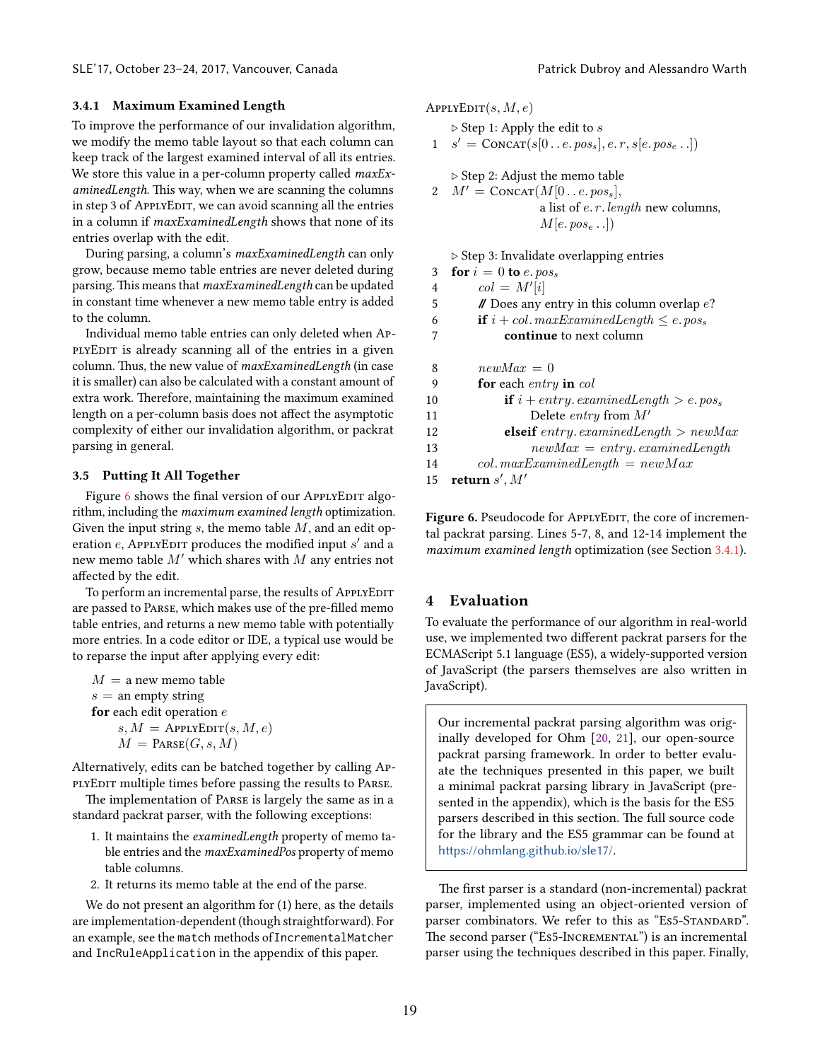### 3.4.1 Maximum Examined Length

To improve the performance of our invalidation algorithm, we modify the memo table layout so that each column can keep track of the largest examined interval of all its entries. We store this value in a per-column property called *maxExaminedLength*. This way, when we are scanning the columns in step 3 of ApplyEdit, we can avoid scanning all the entries in a column if *maxExaminedLength* shows that none of its entries overlap with the edit.

During parsing, a column's *maxExaminedLength* can only grow, because memo table entries are never deleted during parsing. This means that *maxExaminedLength* can be updated in constant time whenever a new memo table entry is added to the column.

Individual memo table entries can only deleted when ApplyEdit is already scanning all of the entries in a given column. Thus, the new value of *maxExaminedLength* (in case it is smaller) can also be calculated with a constant amount of extra work. Therefore, maintaining the maximum examined length on a per-column basis does not affect the asymptotic complexity of either our invalidation algorithm, or packrat parsing in general.

### 3.5 Putting It All Together

Figure 6 shows the final version of our ApplyEdit algorithm, including the *maximum examined length* optimization. Given the input string $s$, the memo table $M$, and an edit operation $e$, ApplyEdit produces the modified input $s'$ and a new memo table $M'$ which shares with $M$ any entries not affected by the edit.

To perform an incremental parse, the results of ApplyEdit are passed to Parse, which makes use of the pre-filled memo table entries, and returns a new memo table with potentially more entries. In a code editor or IDE, a typical use would be to reparse the input after applying every edit:

```
M = a new memo table
s = an empty string
for each edit operation e
    s, M = ApplyEdit(s, M, e)
    M = Parse(G, s, M)
```

Alternatively, edits can be batched together by calling ApplyEdit multiple times before passing the results to Parse.

The implementation of Parse is largely the same as in a standard packrat parser, with the following exceptions:

1. It maintains the *examinedLength* property of memo table entries and the *maxExaminedPos* property of memo table columns.
2. It returns its memo table at the end of the parse.

We do not present an algorithm for (1) here, as the details are implementation-dependent (though straightforward). For an example, see the `match` methods of `IncrementalMatcher` and `IncRuleApplication` in the appendix of this paper.

```
ApplyEdit(s, M, e)
    ▷ Step 1: Apply the edit to s
 1  s' = Concat(s[0..e.pos_s], e.r, s[e.pos_e..])

    ▷ Step 2: Adjust the memo table
 2  M' = Concat(M[0..e.pos_s],
               a list of e.r.length new columns,
               M[e.pos_e..])

    ▷ Step 3: Invalidate overlapping entries
 3  for i = 0 to e.pos_s
 4      col = M'[i]
 5      // Does any entry in this column overlap e?
 6      if i + col.maxExaminedLength ≤ e.pos_s
 7          continue to next column

 8      newMax = 0
 9      for each entry in col
10          if i + entry.examinedLength > e.pos_s
11              Delete entry from M'
12          elseif entry.examinedLength > newMax
13              newMax = entry.examinedLength
14      col.maxExaminedLength = newMax
15  return s', M'
```

**Figure 6.** Pseudocode for ApplyEdit, the core of incremental packrat parsing. Lines 5-7, 8, and 12-14 implement the *maximum examined length* optimization (see Section 3.4.1).

## 4 Evaluation

To evaluate the performance of our algorithm in real-world use, we implemented two different packrat parsers for the ECMAScript 5.1 language (ES5), a widely-supported version of JavaScript (the parsers themselves are also written in JavaScript).

> Our incremental packrat parsing algorithm was originally developed for Ohm [20, 21], our open-source packrat parsing framework. In order to better evaluate the techniques presented in this paper, we built a minimal packrat parsing library in JavaScript (presented in the appendix), which is the basis for the ES5 parsers described in this section. The full source code for the library and the ES5 grammar can be found at https://ohmlang.github.io/sle17/.

The first parser is a standard (non-incremental) packrat parser, implemented using an object-oriented version of parser combinators. We refer to this as "Es5-Standard". The second parser ("Es5-Incremental") is an incremental parser using the techniques described in this paper. Finally,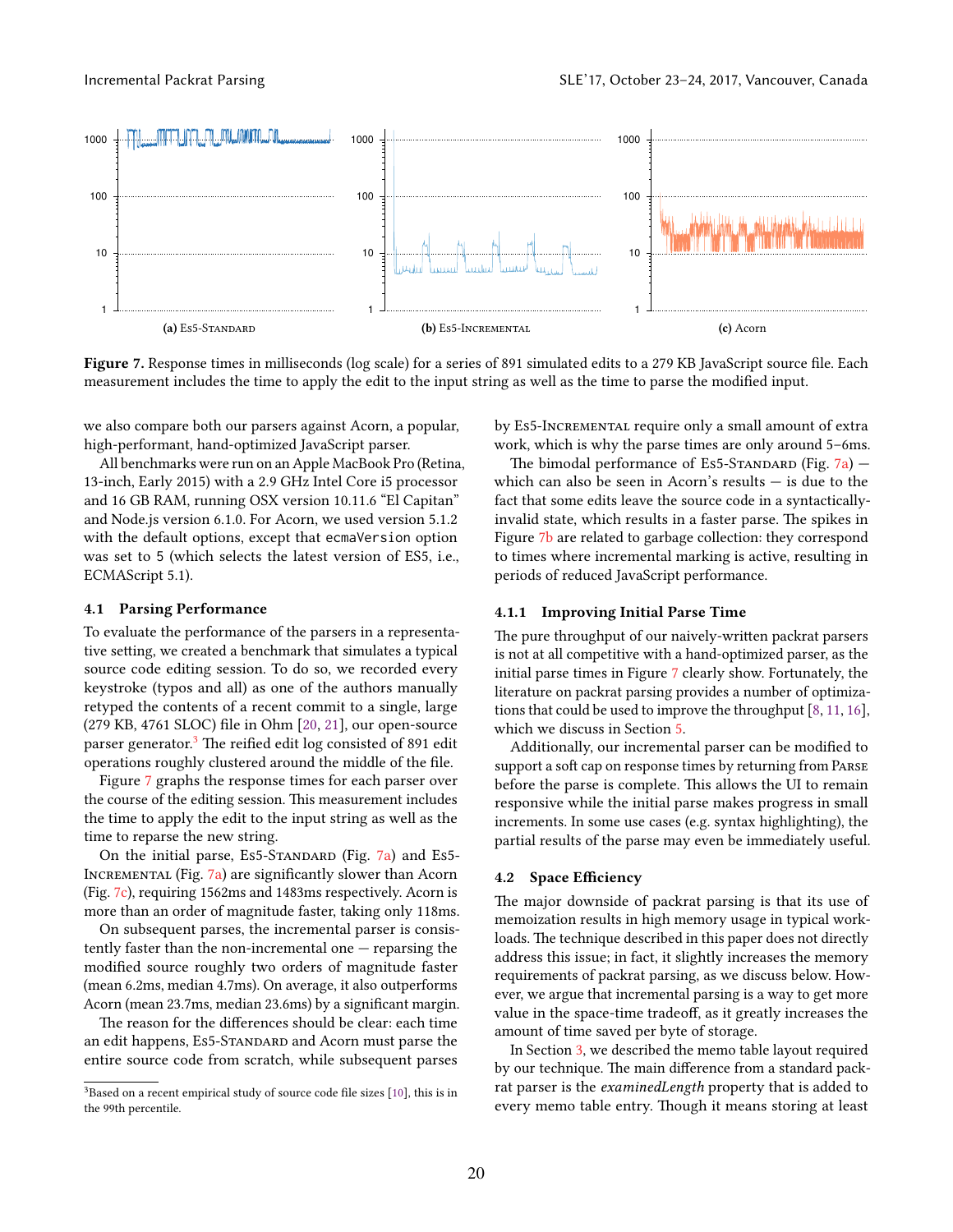(a) Es5-Standard

(b) Es5-Incremental

(c) Acorn

**Figure 7.** Response times in milliseconds (log scale) for a series of 891 simulated edits to a 279 KB JavaScript source file. Each measurement includes the time to apply the edit to the input string as well as the time to parse the modified input.

we also compare both our parsers against Acorn, a popular, high-performant, hand-optimized JavaScript parser.

All benchmarks were run on an Apple MacBook Pro (Retina, 13-inch, Early 2015) with a 2.9 GHz Intel Core i5 processor and 16 GB RAM, running OSX version 10.11.6 "El Capitan" and Node.js version 6.1.0. For Acorn, we used version 5.1.2 with the default options, except that `ecmaVersion` option was set to 5 (which selects the latest version of ES5, i.e., ECMAScript 5.1).

### 4.1 Parsing Performance

To evaluate the performance of the parsers in a representative setting, we created a benchmark that simulates a typical source code editing session. To do so, we recorded every keystroke (typos and all) as one of the authors manually retyped the contents of a recent commit to a single, large (279 KB, 4761 SLOC) file in Ohm [20, 21], our open-source parser generator.[3] The reified edit log consisted of 891 edit operations roughly clustered around the middle of the file.

Figure 7 graphs the response times for each parser over the course of the editing session. This measurement includes the time to apply the edit to the input string as well as the time to reparse the new string.

On the initial parse, Es5-Standard (Fig. 7a) and Es5-Incremental (Fig. 7a) are significantly slower than Acorn (Fig. 7c), requiring 1562ms and 1483ms respectively. Acorn is more than an order of magnitude faster, taking only 118ms.

On subsequent parses, the incremental parser is consistently faster than the non-incremental one — reparsing the modified source roughly two orders of magnitude faster (mean 6.2ms, median 4.7ms). On average, it also outperforms Acorn (mean 23.7ms, median 23.6ms) by a significant margin.

The reason for the differences should be clear: each time an edit happens, Es5-Standard and Acorn must parse the entire source code from scratch, while subsequent parses by Es5-Incremental require only a small amount of extra work, which is why the parse times are only around 5–6ms.

The bimodal performance of Es5-Standard (Fig. 7a) — which can also be seen in Acorn's results — is due to the fact that some edits leave the source code in a syntactically-invalid state, which results in a faster parse. The spikes in Figure 7b are related to garbage collection: they correspond to times where incremental marking is active, resulting in periods of reduced JavaScript performance.

#### 4.1.1 Improving Initial Parse Time

The pure throughput of our naively-written packrat parsers is not at all competitive with a hand-optimized parser, as the initial parse times in Figure 7 clearly show. Fortunately, the literature on packrat parsing provides a number of optimizations that could be used to improve the throughput [8, 11, 16], which we discuss in Section 5.

Additionally, our incremental parser can be modified to support a soft cap on response times by returning from Parse before the parse is complete. This allows the UI to remain responsive while the initial parse makes progress in small increments. In some use cases (e.g. syntax highlighting), the partial results of the parse may even be immediately useful.

### 4.2 Space Efficiency

The major downside of packrat parsing is that its use of memoization results in high memory usage in typical workloads. The technique described in this paper does not directly address this issue; in fact, it slightly increases the memory requirements of packrat parsing, as we discuss below. However, we argue that incremental parsing is a way to get more value in the space-time tradeoff, as it greatly increases the amount of time saved per byte of storage.

In Section 3, we described the memo table layout required by our technique. The main difference from a standard packrat parser is the *examinedLength* property that is added to every memo table entry. Though it means storing at least

[3] Based on a recent empirical study of source code file sizes [10], this is in the 99th percentile.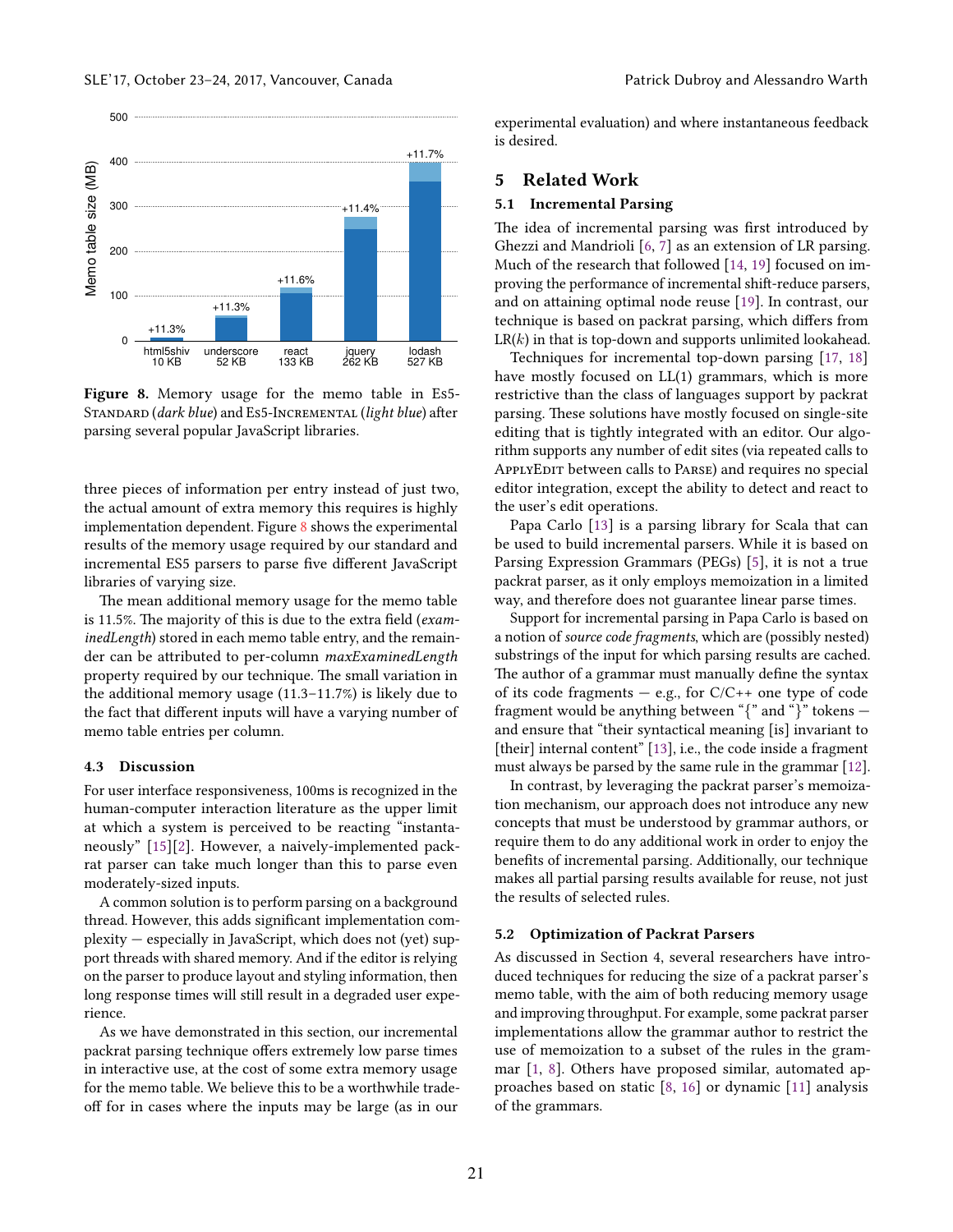Figure 8. Memory usage for the memo table in Es5-Standard (*dark blue*) and Es5-Incremental (*light blue*) after parsing several popular JavaScript libraries.

three pieces of information per entry instead of just two, the actual amount of extra memory this requires is highly implementation dependent. Figure 8 shows the experimental results of the memory usage required by our standard and incremental ES5 parsers to parse five different JavaScript libraries of varying size.

The mean additional memory usage for the memo table is 11.5%. The majority of this is due to the extra field (*examinedLength*) stored in each memo table entry, and the remainder can be attributed to per-column *maxExaminedLength* property required by our technique. The small variation in the additional memory usage (11.3–11.7%) is likely due to the fact that different inputs will have a varying number of memo table entries per column.

### 4.3 Discussion

For user interface responsiveness, 100ms is recognized in the human-computer interaction literature as the upper limit at which a system is perceived to be reacting "instantaneously" [15][2]. However, a naively-implemented packrat parser can take much longer than this to parse even moderately-sized inputs.

A common solution is to perform parsing on a background thread. However, this adds significant implementation complexity — especially in JavaScript, which does not (yet) support threads with shared memory. And if the editor is relying on the parser to produce layout and styling information, then long response times will still result in a degraded user experience.

As we have demonstrated in this section, our incremental packrat parsing technique offers extremely low parse times in interactive use, at the cost of some extra memory usage for the memo table. We believe this to be a worthwhile tradeoff for in cases where the inputs may be large (as in our experimental evaluation) and where instantaneous feedback is desired.

## 5 Related Work

### 5.1 Incremental Parsing

The idea of incremental parsing was first introduced by Ghezzi and Mandrioli [6, 7] as an extension of LR parsing. Much of the research that followed [14, 19] focused on improving the performance of incremental shift-reduce parsers, and on attaining optimal node reuse [19]. In contrast, our technique is based on packrat parsing, which differs from LR($k$) in that is top-down and supports unlimited lookahead.

Techniques for incremental top-down parsing [17, 18] have mostly focused on LL(1) grammars, which is more restrictive than the class of languages support by packrat parsing. These solutions have mostly focused on single-site editing that is tightly integrated with an editor. Our algorithm supports any number of edit sites (via repeated calls to ApplyEdit between calls to Parse) and requires no special editor integration, except the ability to detect and react to the user's edit operations.

Papa Carlo [13] is a parsing library for Scala that can be used to build incremental parsers. While it is based on Parsing Expression Grammars (PEGs) [5], it is not a true packrat parser, as it only employs memoization in a limited way, and therefore does not guarantee linear parse times.

Support for incremental parsing in Papa Carlo is based on a notion of *source code fragments*, which are (possibly nested) substrings of the input for which parsing results are cached. The author of a grammar must manually define the syntax of its code fragments — e.g., for C/C++ one type of code fragment would be anything between "{" and "}" tokens — and ensure that "their syntactical meaning [is] invariant to [their] internal content" [13], i.e., the code inside a fragment must always be parsed by the same rule in the grammar [12].

In contrast, by leveraging the packrat parser's memoization mechanism, our approach does not introduce any new concepts that must be understood by grammar authors, or require them to do any additional work in order to enjoy the benefits of incremental parsing. Additionally, our technique makes all partial parsing results available for reuse, not just the results of selected rules.

### 5.2 Optimization of Packrat Parsers

As discussed in Section 4, several researchers have introduced techniques for reducing the size of a packrat parser's memo table, with the aim of both reducing memory usage and improving throughput. For example, some packrat parser implementations allow the grammar author to restrict the use of memoization to a subset of the rules in the grammar [1, 8]. Others have proposed similar, automated approaches based on static [8, 16] or dynamic [11] analysis of the grammars.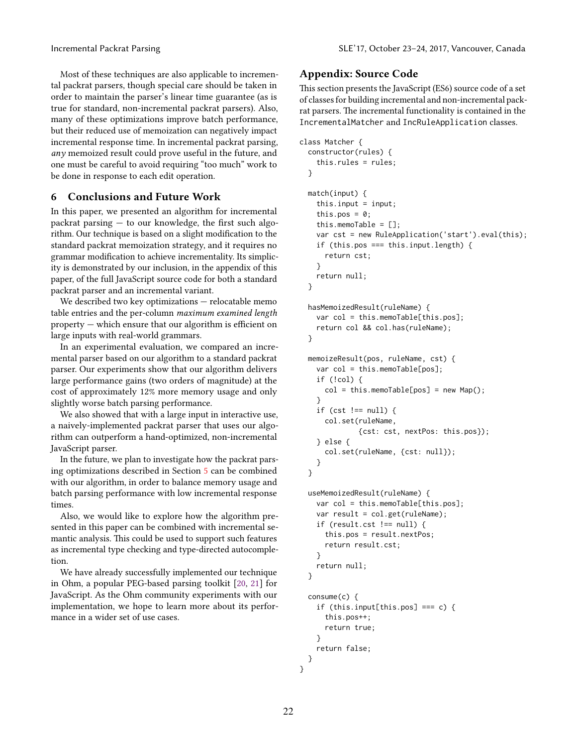Most of these techniques are also applicable to incremental packrat parsers, though special care should be taken in order to maintain the parser's linear time guarantee (as is true for standard, non-incremental packrat parsers). Also, many of these optimizations improve batch performance, but their reduced use of memoization can negatively impact incremental response time. In incremental packrat parsing, *any* memoized result could prove useful in the future, and one must be careful to avoid requiring "too much" work to be done in response to each edit operation.

## 6 Conclusions and Future Work

In this paper, we presented an algorithm for incremental packrat parsing — to our knowledge, the first such algorithm. Our technique is based on a slight modification to the standard packrat memoization strategy, and it requires no grammar modification to achieve incrementality. Its simplicity is demonstrated by our inclusion, in the appendix of this paper, of the full JavaScript source code for both a standard packrat parser and an incremental variant.

We described two key optimizations — relocatable memo table entries and the per-column *maximum examined length* property — which ensure that our algorithm is efficient on large inputs with real-world grammars.

In an experimental evaluation, we compared an incremental parser based on our algorithm to a standard packrat parser. Our experiments show that our algorithm delivers large performance gains (two orders of magnitude) at the cost of approximately 12% more memory usage and only slightly worse batch parsing performance.

We also showed that with a large input in interactive use, a naively-implemented packrat parser that uses our algorithm can outperform a hand-optimized, non-incremental JavaScript parser.

In the future, we plan to investigate how the packrat parsing optimizations described in Section 5 can be combined with our algorithm, in order to balance memory usage and batch parsing performance with low incremental response times.

Also, we would like to explore how the algorithm presented in this paper can be combined with incremental semantic analysis. This could be used to support such features as incremental type checking and type-directed autocompletion.

We have already successfully implemented our technique in Ohm, a popular PEG-based parsing toolkit [20, 21] for JavaScript. As the Ohm community experiments with our implementation, we hope to learn more about its performance in a wider set of use cases.

## Appendix: Source Code

This section presents the JavaScript (ES6) source code of a set of classes for building incremental and non-incremental packrat parsers. The incremental functionality is contained in the `IncrementalMatcher` and `IncRuleApplication` classes.

```
class Matcher {
  constructor(rules) {
    this.rules = rules;
  }

  match(input) {
    this.input = input;
    this.pos = 0;
    this.memoTable = [];
    var cst = new RuleApplication('start').eval(this);
    if (this.pos === this.input.length) {
      return cst;
    }
    return null;
  }

  hasMemoizedResult(ruleName) {
    var col = this.memoTable[this.pos];
    return col && col.has(ruleName);
  }

  memoizeResult(pos, ruleName, cst) {
    var col = this.memoTable[pos];
    if (!col) {
      col = this.memoTable[pos] = new Map();
    }
    if (cst !== null) {
      col.set(ruleName,
              {cst: cst, nextPos: this.pos});
    } else {
      col.set(ruleName, {cst: null});
    }
  }

  useMemoizedResult(ruleName) {
    var col = this.memoTable[this.pos];
    var result = col.get(ruleName);
    if (result.cst !== null) {
      this.pos = result.nextPos;
      return result.cst;
    }
    return null;
  }

  consume(c) {
    if (this.input[this.pos] === c) {
      this.pos++;
      return true;
    }
    return false;
  }
}
```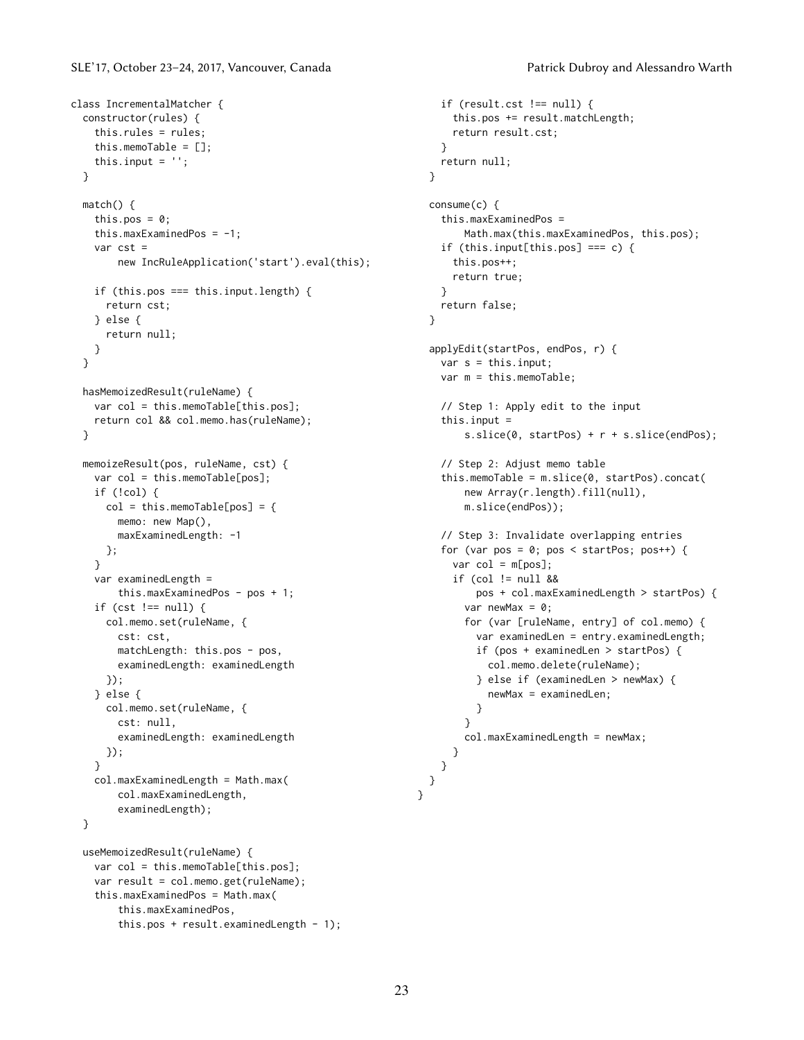```
class IncrementalMatcher {
  constructor(rules) {
    this.rules = rules;
    this.memoTable = [];
    this.input = '';
  }

  match() {
    this.pos = 0;
    this.maxExaminedPos = -1;
    var cst =
        new IncRuleApplication('start').eval(this);

    if (this.pos === this.input.length) {
      return cst;
    } else {
      return null;
    }
  }

  hasMemoizedResult(ruleName) {
    var col = this.memoTable[this.pos];
    return col && col.memo.has(ruleName);
  }

  memoizeResult(pos, ruleName, cst) {
    var col = this.memoTable[pos];
    if (!col) {
      col = this.memoTable[pos] = {
        memo: new Map(),
        maxExaminedLength: -1
      };
    }
    var examinedLength =
        this.maxExaminedPos - pos + 1;
    if (cst !== null) {
      col.memo.set(ruleName, {
        cst: cst,
        matchLength: this.pos - pos,
        examinedLength: examinedLength
      });
    } else {
      col.memo.set(ruleName, {
        cst: null,
        examinedLength: examinedLength
      });
    }
    col.maxExaminedLength = Math.max(
        col.maxExaminedLength,
        examinedLength);
  }

  useMemoizedResult(ruleName) {
    var col = this.memoTable[this.pos];
    var result = col.memo.get(ruleName);
    this.maxExaminedPos = Math.max(
        this.maxExaminedPos,
        this.pos + result.examinedLength - 1);
    if (result.cst !== null) {
      this.pos += result.matchLength;
      return result.cst;
    }
    return null;
  }

  consume(c) {
    this.maxExaminedPos =
        Math.max(this.maxExaminedPos, this.pos);
    if (this.input[this.pos] === c) {
      this.pos++;
      return true;
    }
    return false;
  }

  applyEdit(startPos, endPos, r) {
    var s = this.input;
    var m = this.memoTable;

    // Step 1: Apply edit to the input
    this.input =
        s.slice(0, startPos) + r + s.slice(endPos);

    // Step 2: Adjust memo table
    this.memoTable = m.slice(0, startPos).concat(
        new Array(r.length).fill(null),
        m.slice(endPos));

    // Step 3: Invalidate overlapping entries
    for (var pos = 0; pos < startPos; pos++) {
      var col = m[pos];
      if (col != null &&
          pos + col.maxExaminedLength > startPos) {
        var newMax = 0;
        for (var [ruleName, entry] of col.memo) {
          var examinedLen = entry.examinedLength;
          if (pos + examinedLen > startPos) {
            col.memo.delete(ruleName);
          } else if (examinedLen > newMax) {
            newMax = examinedLen;
          }
        }
        col.maxExaminedLength = newMax;
      }
    }
  }
}
```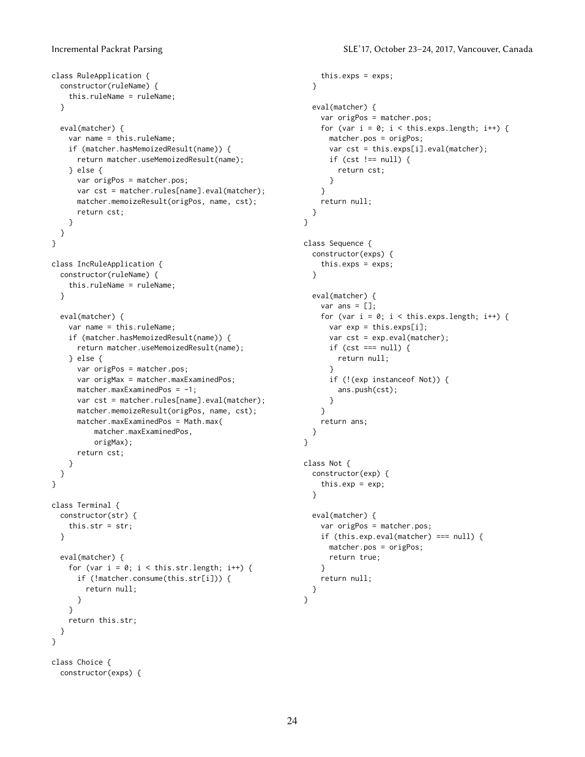```
class RuleApplication {
  constructor(ruleName) {
    this.ruleName = ruleName;
  }

  eval(matcher) {
    var name = this.ruleName;
    if (matcher.hasMemoizedResult(name)) {
      return matcher.useMemoizedResult(name);
    } else {
      var origPos = matcher.pos;
      var cst = matcher.rules[name].eval(matcher);
      matcher.memoizeResult(origPos, name, cst);
      return cst;
    }
  }
}

class IncRuleApplication {
  constructor(ruleName) {
    this.ruleName = ruleName;
  }

  eval(matcher) {
    var name = this.ruleName;
    if (matcher.hasMemoizedResult(name)) {
      return matcher.useMemoizedResult(name);
    } else {
      var origPos = matcher.pos;
      var origMax = matcher.maxExaminedPos;
      matcher.maxExaminedPos = -1;
      var cst = matcher.rules[name].eval(matcher);
      matcher.memoizeResult(origPos, name, cst);
      matcher.maxExaminedPos = Math.max(
          matcher.maxExaminedPos,
          origMax);
      return cst;
    }
  }
}

class Terminal {
  constructor(str) {
    this.str = str;
  }

  eval(matcher) {
    for (var i = 0; i < this.str.length; i++) {
      if (!matcher.consume(this.str[i])) {
        return null;
      }
    }
    return this.str;
  }
}

class Choice {
  constructor(exps) {
    this.exps = exps;
  }

  eval(matcher) {
    var origPos = matcher.pos;
    for (var i = 0; i < this.exps.length; i++) {
      matcher.pos = origPos;
      var cst = this.exps[i].eval(matcher);
      if (cst !== null) {
        return cst;
      }
    }
    return null;
  }
}

class Sequence {
  constructor(exps) {
    this.exps = exps;
  }

  eval(matcher) {
    var ans = [];
    for (var i = 0; i < this.exps.length; i++) {
      var exp = this.exps[i];
      var cst = exp.eval(matcher);
      if (cst === null) {
        return null;
      }
      if (!(exp instanceof Not)) {
        ans.push(cst);
      }
    }
    return ans;
  }
}

class Not {
  constructor(exp) {
    this.exp = exp;
  }

  eval(matcher) {
    var origPos = matcher.pos;
    if (this.exp.eval(matcher) === null) {
      matcher.pos = origPos;
      return true;
    }
    return null;
  }
}
```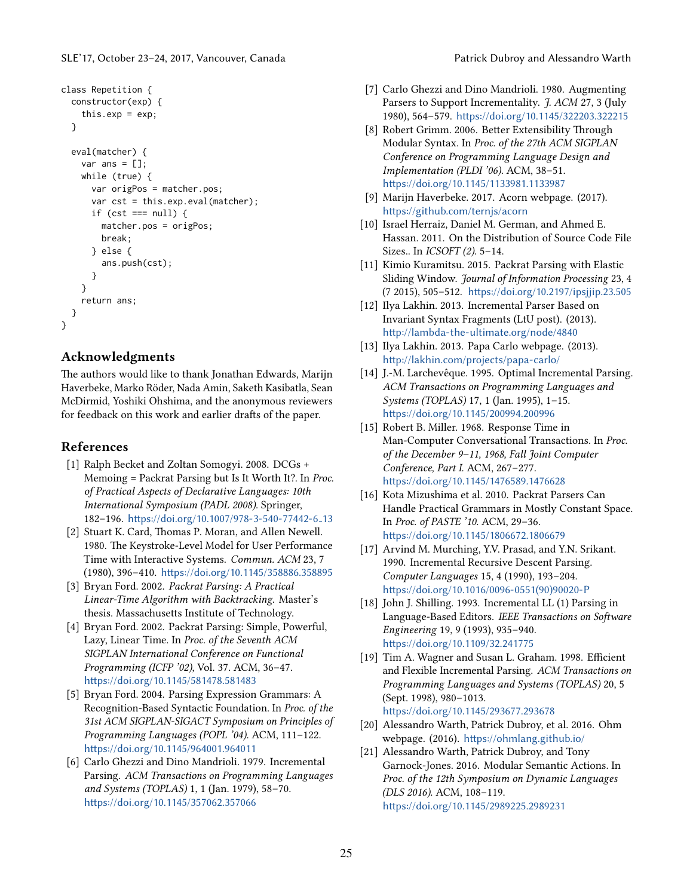```
class Repetition {
  constructor(exp) {
    this.exp = exp;
  }

  eval(matcher) {
    var ans = [];
    while (true) {
      var origPos = matcher.pos;
      var cst = this.exp.eval(matcher);
      if (cst === null) {
        matcher.pos = origPos;
        break;
      } else {
        ans.push(cst);
      }
    }
    return ans;
  }
}
```

## Acknowledgments

The authors would like to thank Jonathan Edwards, Marijn Haverbeke, Marko Röder, Nada Amin, Saketh Kasibatla, Sean McDirmid, Yoshiki Ohshima, and the anonymous reviewers for feedback on this work and earlier drafts of the paper.

## References

[1] Ralph Becket and Zoltan Somogyi. 2008. DCGs + Memoing = Packrat Parsing but Is It Worth It?. In *Proc. of Practical Aspects of Declarative Languages: 10th International Symposium (PADL 2008)*. Springer, 182–196. https://doi.org/10.1007/978-3-540-77442-6_13

[2] Stuart K. Card, Thomas P. Moran, and Allen Newell. 1980. The Keystroke-Level Model for User Performance Time with Interactive Systems. *Commun. ACM* 23, 7 (1980), 396–410. https://doi.org/10.1145/358886.358895

[3] Bryan Ford. 2002. *Packrat Parsing: A Practical Linear-Time Algorithm with Backtracking.* Master's thesis. Massachusetts Institute of Technology.

[4] Bryan Ford. 2002. Packrat Parsing: Simple, Powerful, Lazy, Linear Time. In *Proc. of the Seventh ACM SIGPLAN International Conference on Functional Programming (ICFP '02)*, Vol. 37. ACM, 36–47. https://doi.org/10.1145/581478.581483

[5] Bryan Ford. 2004. Parsing Expression Grammars: A Recognition-Based Syntactic Foundation. In *Proc. of the 31st ACM SIGPLAN-SIGACT Symposium on Principles of Programming Languages (POPL '04)*. ACM, 111–122. https://doi.org/10.1145/964001.964011

[6] Carlo Ghezzi and Dino Mandrioli. 1979. Incremental Parsing. *ACM Transactions on Programming Languages and Systems (TOPLAS)* 1, 1 (Jan. 1979), 58–70. https://doi.org/10.1145/357062.357066

[7] Carlo Ghezzi and Dino Mandrioli. 1980. Augmenting Parsers to Support Incrementality. *J. ACM* 27, 3 (July 1980), 564–579. https://doi.org/10.1145/322203.322215

[8] Robert Grimm. 2006. Better Extensibility Through Modular Syntax. In *Proc. of the 27th ACM SIGPLAN Conference on Programming Language Design and Implementation (PLDI '06)*. ACM, 38–51. https://doi.org/10.1145/1133981.1133987

[9] Marijn Haverbeke. 2017. Acorn webpage. (2017). https://github.com/ternjs/acorn

[10] Israel Herraiz, Daniel M. German, and Ahmed E. Hassan. 2011. On the Distribution of Source Code File Sizes.. In *ICSOFT (2)*. 5–14.

[11] Kimio Kuramitsu. 2015. Packrat Parsing with Elastic Sliding Window. *Journal of Information Processing* 23, 4 (7 2015), 505–512. https://doi.org/10.2197/ipsjjip.23.505

[12] Ilya Lakhin. 2013. Incremental Parser Based on Invariant Syntax Fragments (LtU post). (2013). http://lambda-the-ultimate.org/node/4840

[13] Ilya Lakhin. 2013. Papa Carlo webpage. (2013). http://lakhin.com/projects/papa-carlo/

[14] J.-M. Larchevêque. 1995. Optimal Incremental Parsing. *ACM Transactions on Programming Languages and Systems (TOPLAS)* 17, 1 (Jan. 1995), 1–15. https://doi.org/10.1145/200994.200996

[15] Robert B. Miller. 1968. Response Time in Man-Computer Conversational Transactions. In *Proc. of the December 9–11, 1968, Fall Joint Computer Conference, Part I.* ACM, 267–277. https://doi.org/10.1145/1476589.1476628

[16] Kota Mizushima et al. 2010. Packrat Parsers Can Handle Practical Grammars in Mostly Constant Space. In *Proc. of PASTE '10*. ACM, 29–36. https://doi.org/10.1145/1806672.1806679

[17] Arvind M. Murching, Y.V. Prasad, and Y.N. Srikant. 1990. Incremental Recursive Descent Parsing. *Computer Languages* 15, 4 (1990), 193–204. https://doi.org/10.1016/0096-0551(90)90020-P

[18] John J. Shilling. 1993. Incremental LL (1) Parsing in Language-Based Editors. *IEEE Transactions on Software Engineering* 19, 9 (1993), 935–940. https://doi.org/10.1109/32.241775

[19] Tim A. Wagner and Susan L. Graham. 1998. Efficient and Flexible Incremental Parsing. *ACM Transactions on Programming Languages and Systems (TOPLAS)* 20, 5 (Sept. 1998), 980–1013. https://doi.org/10.1145/293677.293678

[20] Alessandro Warth, Patrick Dubroy, et al. 2016. Ohm webpage. (2016). https://ohmlang.github.io/

[21] Alessandro Warth, Patrick Dubroy, and Tony Garnock-Jones. 2016. Modular Semantic Actions. In *Proc. of the 12th Symposium on Dynamic Languages (DLS 2016)*. ACM, 108–119. https://doi.org/10.1145/2989225.2989231